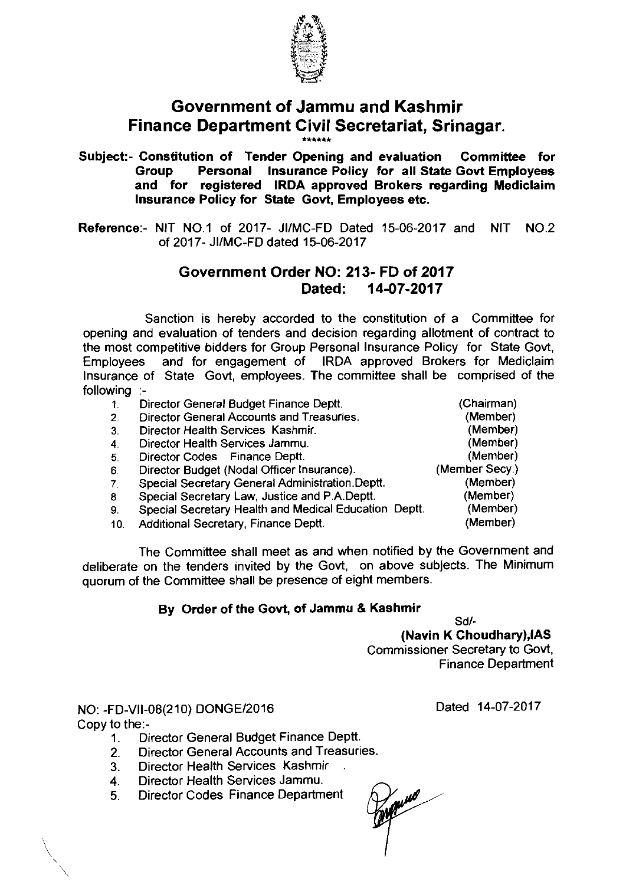# Government of Jammu and Kashmir
# Finance Department Civil Secretariat, Srinagar.

\*\*\*\*\*\*

**Subject:- Constitution of Tender Opening and evaluation Committee for Group Personal Insurance Policy for all State Govt Employees and for registered IRDA approved Brokers regarding Mediclaim Insurance Policy for State Govt, Employees etc.**

**Reference:**- NIT NO.1 of 2017- JI/MC-FD Dated 15-06-2017 and NIT NO.2 of 2017- JI/MC-FD dated 15-06-2017

## Government Order NO: 213- FD of 2017
## Dated: 14-07-2017

Sanction is hereby accorded to the constitution of a Committee for opening and evaluation of tenders and decision regarding allotment of contract to the most competitive bidders for Group Personal Insurance Policy for State Govt, Employees and for engagement of IRDA approved Brokers for Mediclaim Insurance of State Govt, employees. The committee shall be comprised of the following :-

1. Director General Budget Finance Deptt. (Chairman)
2. Director General Accounts and Treasuries. (Member)
3. Director Health Services Kashmir. (Member)
4. Director Health Services Jammu. (Member)
5. Director Codes Finance Deptt. (Member)
6. Director Budget (Nodal Officer Insurance). (Member Secy.)
7. Special Secretary General Administration.Deptt. (Member)
8. Special Secretary Law, Justice and P.A.Deptt. (Member)
9. Special Secretary Health and Medical Education Deptt. (Member)
10. Additional Secretary, Finance Deptt. (Member)

The Committee shall meet as and when notified by the Government and deliberate on the tenders invited by the Govt, on above subjects. The Minimum quorum of the Committee shall be presence of eight members.

**By Order of the Govt, of Jammu & Kashmir**

Sd/-

**(Navin K Choudhary),IAS**
Commissioner Secretary to Govt,
Finance Department

NO: -FD-VII-08(210) DONGE/2016 Dated 14-07-2017

Copy to the:-

1. Director General Budget Finance Deptt.
2. Director General Accounts and Treasuries.
3. Director Health Services Kashmir .
4. Director Health Services Jammu.
5. Director Codes Finance Department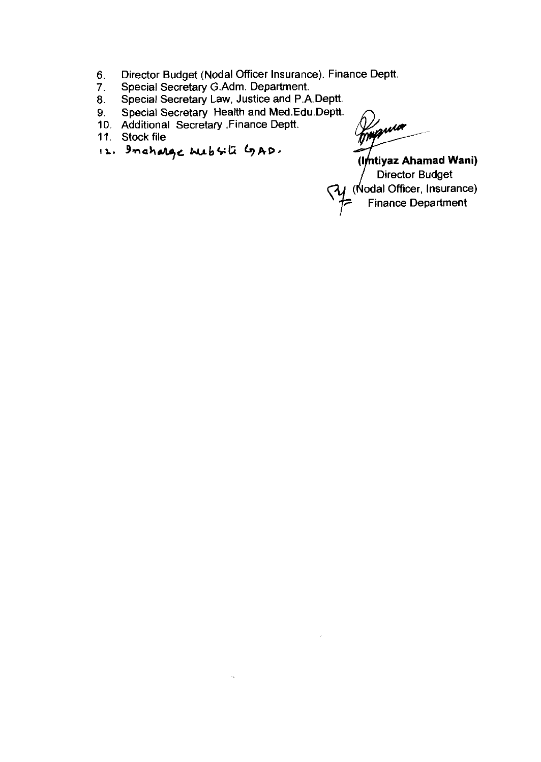6. Director Budget (Nodal Officer Insurance). Finance Deptt.
7. Special Secretary G.Adm. Department.
8. Special Secretary Law, Justice and P.A.Deptt.
9. Special Secretary Health and Med.Edu.Deptt.
10. Additional Secretary ,Finance Deptt.
11. Stock file
12. Incharge website GAD.

**(Imtiyaz Ahamad Wani)**
Director Budget
(Nodal Officer, Insurance)
Finance Department